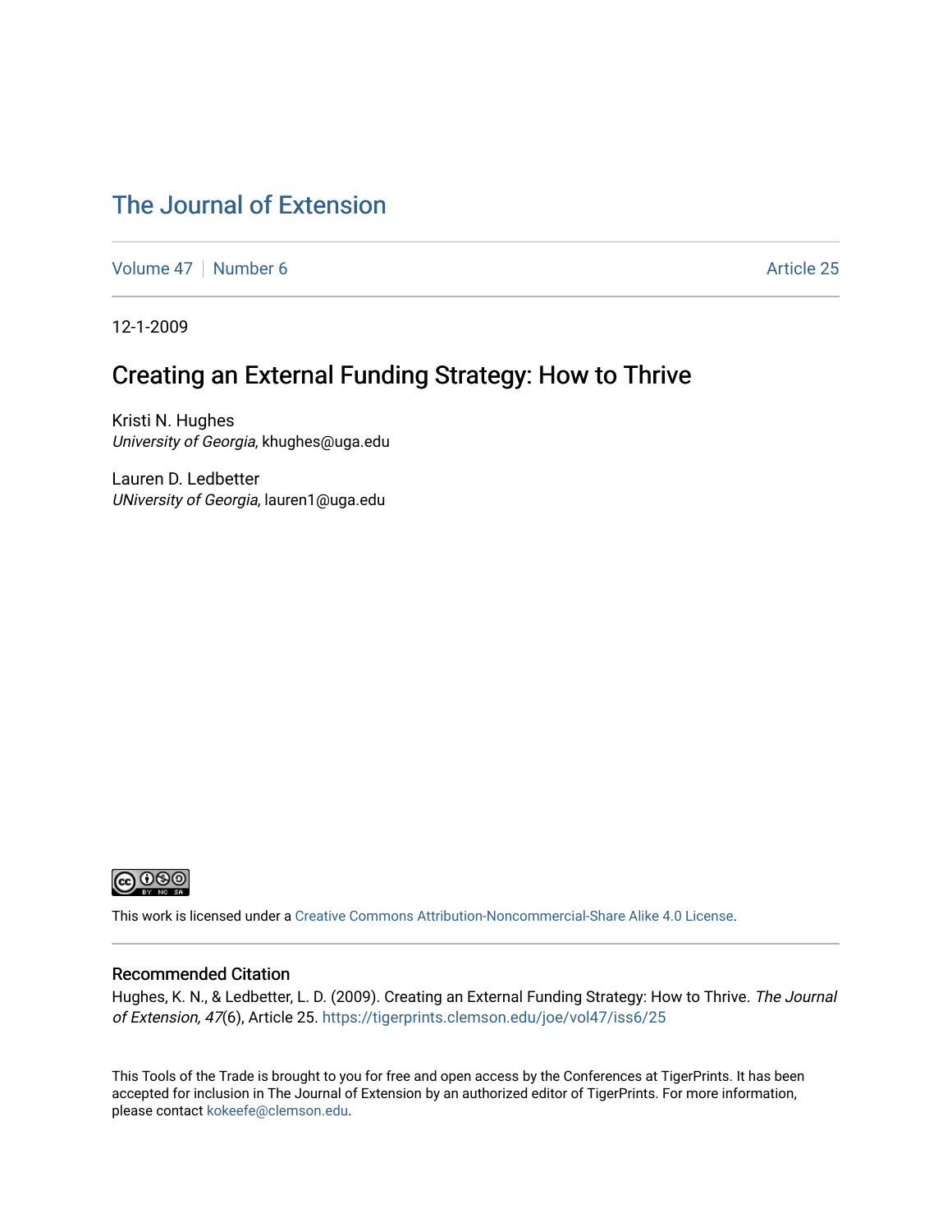# The Journal of Extension

Volume 47 | Number 6 | Article 25

12-1-2009

## Creating an External Funding Strategy: How to Thrive

Kristi N. Hughes
*University of Georgia*, khughes@uga.edu

Lauren D. Ledbetter
*UNiversity of Georgia*, lauren1@uga.edu

This work is licensed under a Creative Commons Attribution-Noncommercial-Share Alike 4.0 License.

### Recommended Citation

Hughes, K. N., & Ledbetter, L. D. (2009). Creating an External Funding Strategy: How to Thrive. *The Journal of Extension, 47*(6), Article 25. https://tigerprints.clemson.edu/joe/vol47/iss6/25

This Tools of the Trade is brought to you for free and open access by the Conferences at TigerPrints. It has been accepted for inclusion in The Journal of Extension by an authorized editor of TigerPrints. For more information, please contact kokeefe@clemson.edu.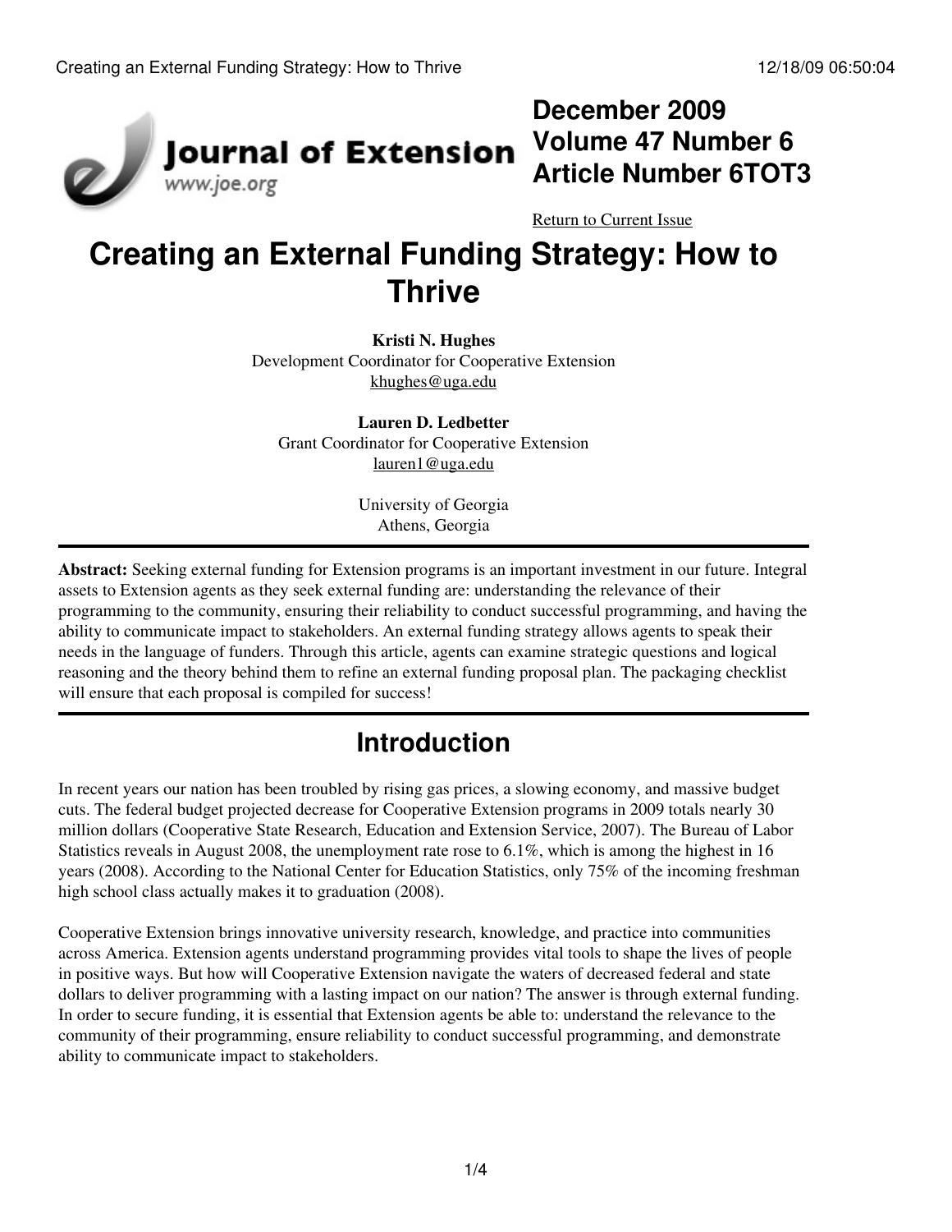# Creating an External Funding Strategy: How to Thrive

**Kristi N. Hughes**
Development Coordinator for Cooperative Extension
khughes@uga.edu

**Lauren D. Ledbetter**
Grant Coordinator for Cooperative Extension
lauren1@uga.edu

University of Georgia
Athens, Georgia

**Abstract:** Seeking external funding for Extension programs is an important investment in our future. Integral assets to Extension agents as they seek external funding are: understanding the relevance of their programming to the community, ensuring their reliability to conduct successful programming, and having the ability to communicate impact to stakeholders. An external funding strategy allows agents to speak their needs in the language of funders. Through this article, agents can examine strategic questions and logical reasoning and the theory behind them to refine an external funding proposal plan. The packaging checklist will ensure that each proposal is compiled for success!

## Introduction

In recent years our nation has been troubled by rising gas prices, a slowing economy, and massive budget cuts. The federal budget projected decrease for Cooperative Extension programs in 2009 totals nearly 30 million dollars (Cooperative State Research, Education and Extension Service, 2007). The Bureau of Labor Statistics reveals in August 2008, the unemployment rate rose to 6.1%, which is among the highest in 16 years (2008). According to the National Center for Education Statistics, only 75% of the incoming freshman high school class actually makes it to graduation (2008).

Cooperative Extension brings innovative university research, knowledge, and practice into communities across America. Extension agents understand programming provides vital tools to shape the lives of people in positive ways. But how will Cooperative Extension navigate the waters of decreased federal and state dollars to deliver programming with a lasting impact on our nation? The answer is through external funding. In order to secure funding, it is essential that Extension agents be able to: understand the relevance to the community of their programming, ensure reliability to conduct successful programming, and demonstrate ability to communicate impact to stakeholders.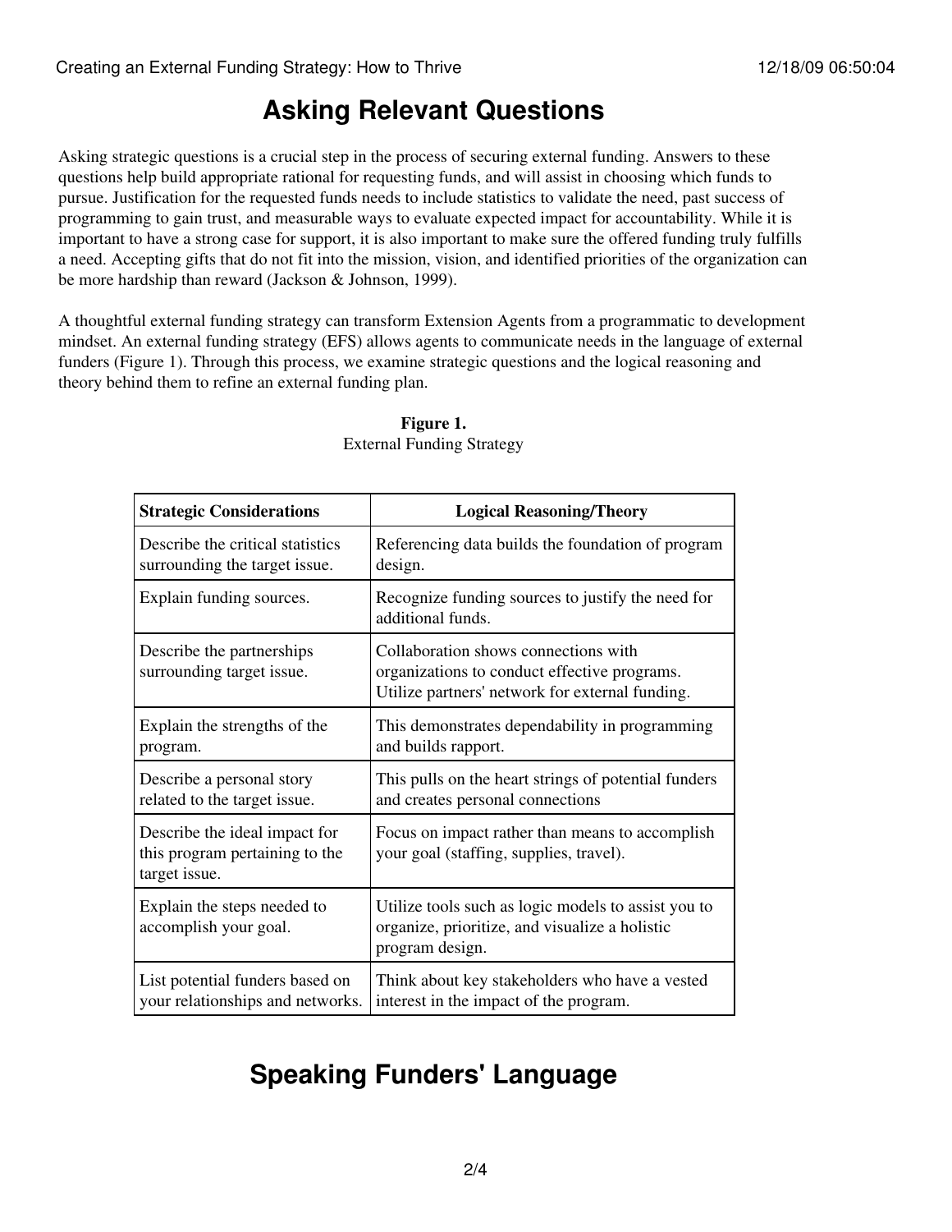## Asking Relevant Questions

Asking strategic questions is a crucial step in the process of securing external funding. Answers to these questions help build appropriate rational for requesting funds, and will assist in choosing which funds to pursue. Justification for the requested funds needs to include statistics to validate the need, past success of programming to gain trust, and measurable ways to evaluate expected impact for accountability. While it is important to have a strong case for support, it is also important to make sure the offered funding truly fulfills a need. Accepting gifts that do not fit into the mission, vision, and identified priorities of the organization can be more hardship than reward (Jackson & Johnson, 1999).

A thoughtful external funding strategy can transform Extension Agents from a programmatic to development mindset. An external funding strategy (EFS) allows agents to communicate needs in the language of external funders (Figure 1). Through this process, we examine strategic questions and the logical reasoning and theory behind them to refine an external funding plan.

**Figure 1.**
External Funding Strategy

| **Strategic Considerations** | **Logical Reasoning/Theory** |
| --- | --- |
| Describe the critical statistics surrounding the target issue. | Referencing data builds the foundation of program design. |
| Explain funding sources. | Recognize funding sources to justify the need for additional funds. |
| Describe the partnerships surrounding target issue. | Collaboration shows connections with organizations to conduct effective programs. Utilize partners' network for external funding. |
| Explain the strengths of the program. | This demonstrates dependability in programming and builds rapport. |
| Describe a personal story related to the target issue. | This pulls on the heart strings of potential funders and creates personal connections |
| Describe the ideal impact for this program pertaining to the target issue. | Focus on impact rather than means to accomplish your goal (staffing, supplies, travel). |
| Explain the steps needed to accomplish your goal. | Utilize tools such as logic models to assist you to organize, prioritize, and visualize a holistic program design. |
| List potential funders based on your relationships and networks. | Think about key stakeholders who have a vested interest in the impact of the program. |

## Speaking Funders' Language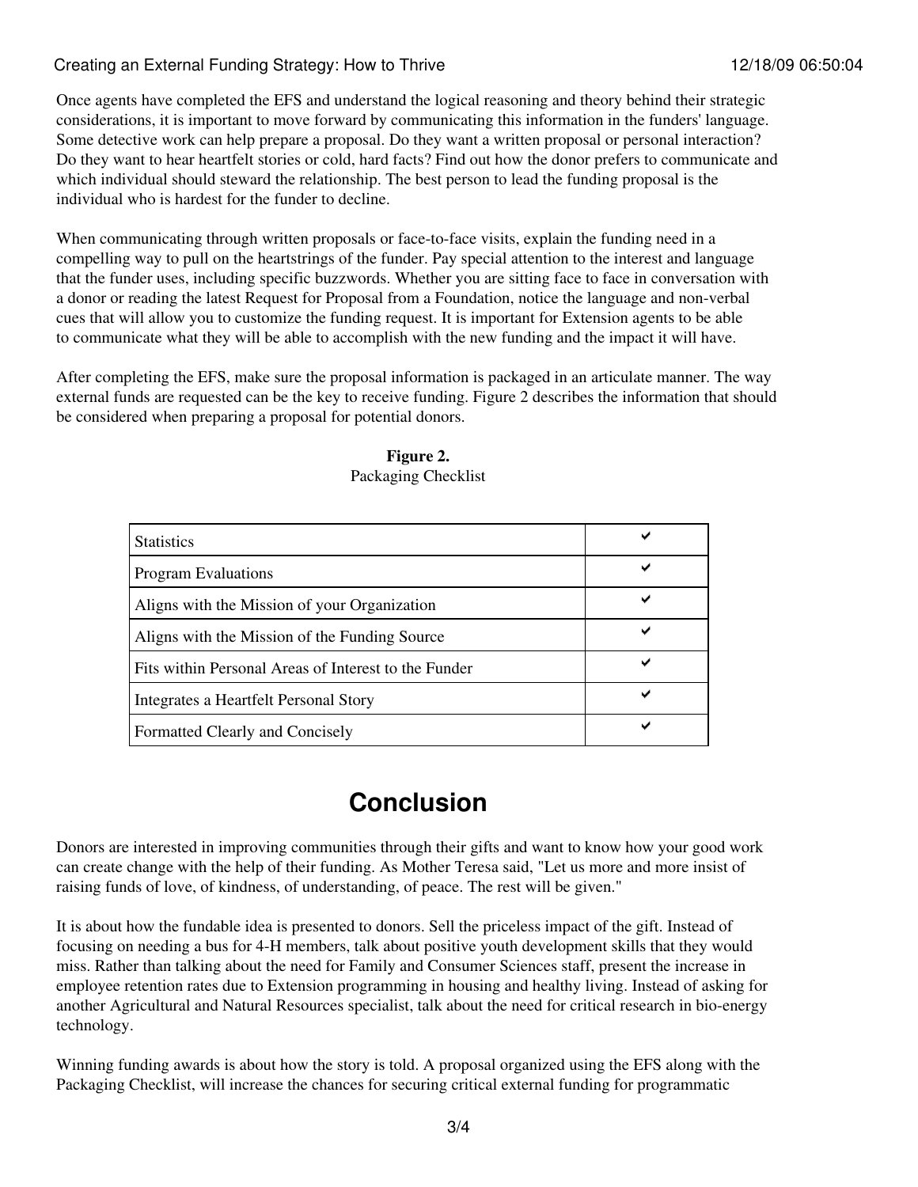Once agents have completed the EFS and understand the logical reasoning and theory behind their strategic considerations, it is important to move forward by communicating this information in the funders' language. Some detective work can help prepare a proposal. Do they want a written proposal or personal interaction? Do they want to hear heartfelt stories or cold, hard facts? Find out how the donor prefers to communicate and which individual should steward the relationship. The best person to lead the funding proposal is the individual who is hardest for the funder to decline.

When communicating through written proposals or face-to-face visits, explain the funding need in a compelling way to pull on the heartstrings of the funder. Pay special attention to the interest and language that the funder uses, including specific buzzwords. Whether you are sitting face to face in conversation with a donor or reading the latest Request for Proposal from a Foundation, notice the language and non-verbal cues that will allow you to customize the funding request. It is important for Extension agents to be able to communicate what they will be able to accomplish with the new funding and the impact it will have.

After completing the EFS, make sure the proposal information is packaged in an articulate manner. The way external funds are requested can be the key to receive funding. Figure 2 describes the information that should be considered when preparing a proposal for potential donors.

**Figure 2.**
Packaging Checklist

| | |
|---|---|
| Statistics | ✔ |
| Program Evaluations | ✔ |
| Aligns with the Mission of your Organization | ✔ |
| Aligns with the Mission of the Funding Source | ✔ |
| Fits within Personal Areas of Interest to the Funder | ✔ |
| Integrates a Heartfelt Personal Story | ✔ |
| Formatted Clearly and Concisely | ✔ |

# Conclusion

Donors are interested in improving communities through their gifts and want to know how your good work can create change with the help of their funding. As Mother Teresa said, "Let us more and more insist of raising funds of love, of kindness, of understanding, of peace. The rest will be given."

It is about how the fundable idea is presented to donors. Sell the priceless impact of the gift. Instead of focusing on needing a bus for 4-H members, talk about positive youth development skills that they would miss. Rather than talking about the need for Family and Consumer Sciences staff, present the increase in employee retention rates due to Extension programming in housing and healthy living. Instead of asking for another Agricultural and Natural Resources specialist, talk about the need for critical research in bio-energy technology.

Winning funding awards is about how the story is told. A proposal organized using the EFS along with the Packaging Checklist, will increase the chances for securing critical external funding for programmatic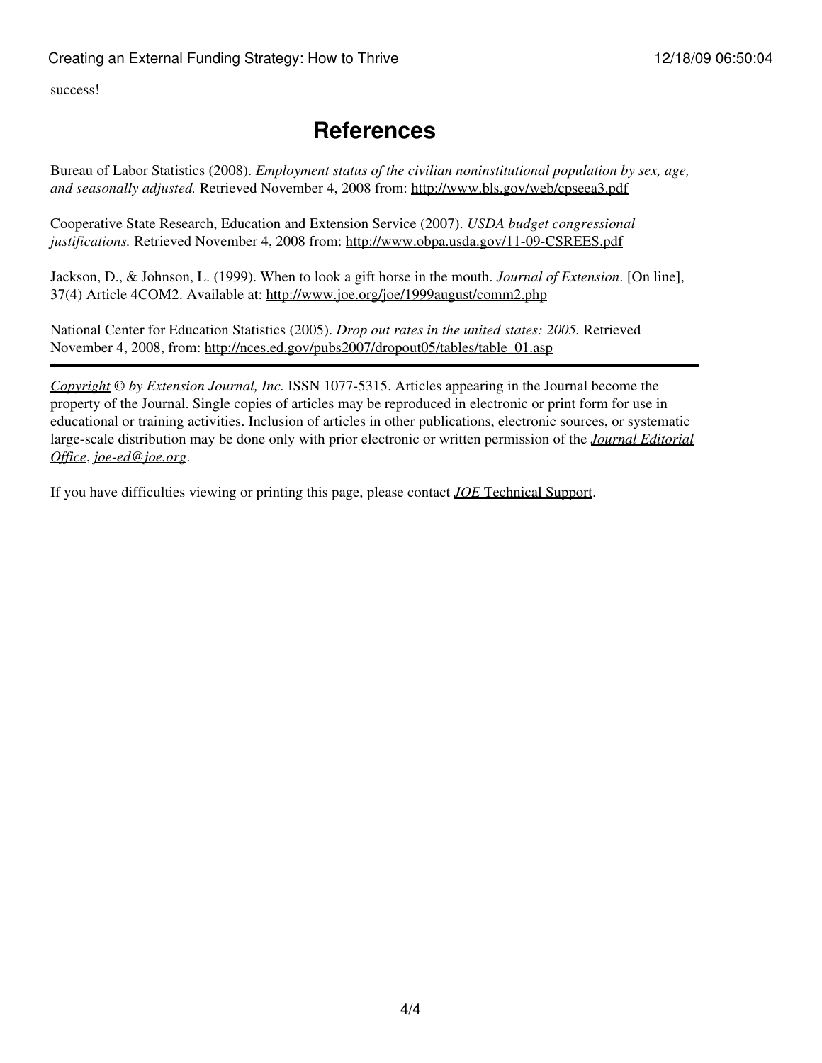success!

## References

Bureau of Labor Statistics (2008). *Employment status of the civilian noninstitutional population by sex, age, and seasonally adjusted.* Retrieved November 4, 2008 from: http://www.bls.gov/web/cpseea3.pdf

Cooperative State Research, Education and Extension Service (2007). *USDA budget congressional justifications.* Retrieved November 4, 2008 from: http://www.obpa.usda.gov/11-09-CSREES.pdf

Jackson, D., & Johnson, L. (1999). When to look a gift horse in the mouth. *Journal of Extension*. [On line], 37(4) Article 4COM2. Available at: http://www.joe.org/joe/1999august/comm2.php

National Center for Education Statistics (2005). *Drop out rates in the united states: 2005.* Retrieved November 4, 2008, from: http://nces.ed.gov/pubs2007/dropout05/tables/table_01.asp

---

*Copyright © by Extension Journal, Inc.* ISSN 1077-5315. Articles appearing in the Journal become the property of the Journal. Single copies of articles may be reproduced in electronic or print form for use in educational or training activities. Inclusion of articles in other publications, electronic sources, or systematic large-scale distribution may be done only with prior electronic or written permission of the *Journal Editorial Office*, *joe-ed@joe.org*.

If you have difficulties viewing or printing this page, please contact *JOE* Technical Support.